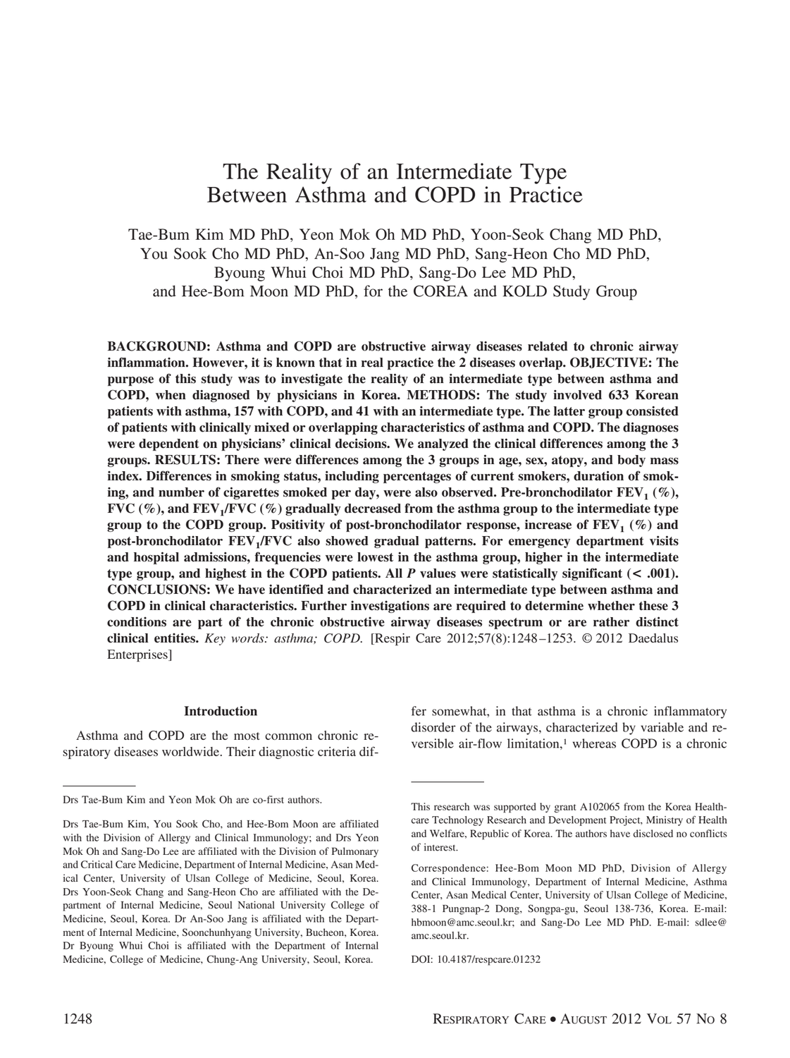# The Reality of an Intermediate Type Between Asthma and COPD in Practice

Tae-Bum Kim MD PhD, Yeon Mok Oh MD PhD, Yoon-Seok Chang MD PhD, You Sook Cho MD PhD, An-Soo Jang MD PhD, Sang-Heon Cho MD PhD, Byoung Whui Choi MD PhD, Sang-Do Lee MD PhD, and Hee-Bom Moon MD PhD, for the COREA and KOLD Study Group

**BACKGROUND: Asthma and COPD are obstructive airway diseases related to chronic airway inflammation. However, it is known that in real practice the 2 diseases overlap. OBJECTIVE: The purpose of this study was to investigate the reality of an intermediate type between asthma and COPD, when diagnosed by physicians in Korea. METHODS: The study involved 633 Korean patients with asthma, 157 with COPD, and 41 with an intermediate type. The latter group consisted of patients with clinically mixed or overlapping characteristics of asthma and COPD. The diagnoses were dependent on physicians' clinical decisions. We analyzed the clinical differences among the 3 groups. RESULTS: There were differences among the 3 groups in age, sex, atopy, and body mass index. Differences in smoking status, including percentages of current smokers, duration of smoking, and number of cigarettes smoked per day, were also observed. Pre-bronchodilator $FEV_1$ (%), FVC (%), and $FEV_1$/FVC (%) gradually decreased from the asthma group to the intermediate type group to the COPD group. Positivity of post-bronchodilator response, increase of $FEV_1$ (%) and post-bronchodilator $FEV_1$/FVC also showed gradual patterns. For emergency department visits and hospital admissions, frequencies were lowest in the asthma group, higher in the intermediate type group, and highest in the COPD patients. All *P* values were statistically significant (< .001). CONCLUSIONS: We have identified and characterized an intermediate type between asthma and COPD in clinical characteristics. Further investigations are required to determine whether these 3 conditions are part of the chronic obstructive airway diseases spectrum or are rather distinct clinical entities.** *Key words: asthma; COPD.* [Respir Care 2012;57(8):1248–1253. © 2012 Daedalus Enterprises]

## Introduction

Asthma and COPD are the most common chronic respiratory diseases worldwide. Their diagnostic criteria differ somewhat, in that asthma is a chronic inflammatory disorder of the airways, characterized by variable and reversible air-flow limitation,[1] whereas COPD is a chronic

---

Drs Tae-Bum Kim and Yeon Mok Oh are co-first authors.

Drs Tae-Bum Kim, You Sook Cho, and Hee-Bom Moon are affiliated with the Division of Allergy and Clinical Immunology; and Drs Yeon Mok Oh and Sang-Do Lee are affiliated with the Division of Pulmonary and Critical Care Medicine, Department of Internal Medicine, Asan Medical Center, University of Ulsan College of Medicine, Seoul, Korea. Drs Yoon-Seok Chang and Sang-Heon Cho are affiliated with the Department of Internal Medicine, Seoul National University College of Medicine, Seoul, Korea. Dr An-Soo Jang is affiliated with the Department of Internal Medicine, Soonchunhyang University, Bucheon, Korea. Dr Byoung Whui Choi is affiliated with the Department of Internal Medicine, College of Medicine, Chung-Ang University, Seoul, Korea.

This research was supported by grant A102065 from the Korea Healthcare Technology Research and Development Project, Ministry of Health and Welfare, Republic of Korea. The authors have disclosed no conflicts of interest.

Correspondence: Hee-Bom Moon MD PhD, Division of Allergy and Clinical Immunology, Department of Internal Medicine, Asthma Center, Asan Medical Center, University of Ulsan College of Medicine, 388-1 Pungnap-2 Dong, Songpa-gu, Seoul 138-736, Korea. E-mail: hbmoon@amc.seoul.kr; and Sang-Do Lee MD PhD. E-mail: sdlee@amc.seoul.kr.

DOI: 10.4187/respcare.01232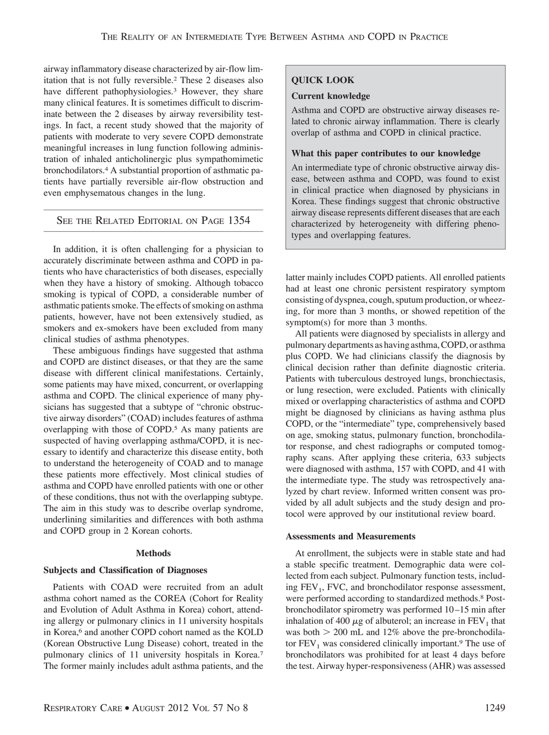airway inflammatory disease characterized by air-flow limitation that is not fully reversible.[2] These 2 diseases also have different pathophysiologies.[3] However, they share many clinical features. It is sometimes difficult to discriminate between the 2 diseases by airway reversibility testings. In fact, a recent study showed that the majority of patients with moderate to very severe COPD demonstrate meaningful increases in lung function following administration of inhaled anticholinergic plus sympathomimetic bronchodilators.[4] A substantial proportion of asthmatic patients have partially reversible air-flow obstruction and even emphysematous changes in the lung.

SEE THE RELATED EDITORIAL ON PAGE 1354

In addition, it is often challenging for a physician to accurately discriminate between asthma and COPD in patients who have characteristics of both diseases, especially when they have a history of smoking. Although tobacco smoking is typical of COPD, a considerable number of asthmatic patients smoke. The effects of smoking on asthma patients, however, have not been extensively studied, as smokers and ex-smokers have been excluded from many clinical studies of asthma phenotypes.

These ambiguous findings have suggested that asthma and COPD are distinct diseases, or that they are the same disease with different clinical manifestations. Certainly, some patients may have mixed, concurrent, or overlapping asthma and COPD. The clinical experience of many physicians has suggested that a subtype of "chronic obstructive airway disorders" (COAD) includes features of asthma overlapping with those of COPD.[5] As many patients are suspected of having overlapping asthma/COPD, it is necessary to identify and characterize this disease entity, both to understand the heterogeneity of COAD and to manage these patients more effectively. Most clinical studies of asthma and COPD have enrolled patients with one or other of these conditions, thus not with the overlapping subtype. The aim in this study was to describe overlap syndrome, underlining similarities and differences with both asthma and COPD group in 2 Korean cohorts.

> **QUICK LOOK**
>
> **Current knowledge**
>
> Asthma and COPD are obstructive airway diseases related to chronic airway inflammation. There is clearly overlap of asthma and COPD in clinical practice.
>
> **What this paper contributes to our knowledge**
>
> An intermediate type of chronic obstructive airway disease, between asthma and COPD, was found to exist in clinical practice when diagnosed by physicians in Korea. These findings suggest that chronic obstructive airway disease represents different diseases that are each characterized by heterogeneity with differing phenotypes and overlapping features.

## Methods

### Subjects and Classification of Diagnoses

Patients with COAD were recruited from an adult asthma cohort named as the COREA (Cohort for Reality and Evolution of Adult Asthma in Korea) cohort, attending allergy or pulmonary clinics in 11 university hospitals in Korea,[6] and another COPD cohort named as the KOLD (Korean Obstructive Lung Disease) cohort, treated in the pulmonary clinics of 11 university hospitals in Korea.[7] The former mainly includes adult asthma patients, and the latter mainly includes COPD patients. All enrolled patients had at least one chronic persistent respiratory symptom consisting of dyspnea, cough, sputum production, or wheezing, for more than 3 months, or showed repetition of the symptom(s) for more than 3 months.

All patients were diagnosed by specialists in allergy and pulmonary departments as having asthma, COPD, or asthma plus COPD. We had clinicians classify the diagnosis by clinical decision rather than definite diagnostic criteria. Patients with tuberculous destroyed lungs, bronchiectasis, or lung resection, were excluded. Patients with clinically mixed or overlapping characteristics of asthma and COPD might be diagnosed by clinicians as having asthma plus COPD, or the "intermediate" type, comprehensively based on age, smoking status, pulmonary function, bronchodilator response, and chest radiographs or computed tomography scans. After applying these criteria, 633 subjects were diagnosed with asthma, 157 with COPD, and 41 with the intermediate type. The study was retrospectively analyzed by chart review. Informed written consent was provided by all adult subjects and the study design and protocol were approved by our institutional review board.

### Assessments and Measurements

At enrollment, the subjects were in stable state and had a stable specific treatment. Demographic data were collected from each subject. Pulmonary function tests, including $FEV_1$, FVC, and bronchodilator response assessment, were performed according to standardized methods.[8] Post-bronchodilator spirometry was performed 10–15 min after inhalation of 400 $\mu$g of albuterol; an increase in $FEV_1$ that was both > 200 mL and 12% above the pre-bronchodilator $FEV_1$ was considered clinically important.[9] The use of bronchodilators was prohibited for at least 4 days before the test. Airway hyper-responsiveness (AHR) was assessed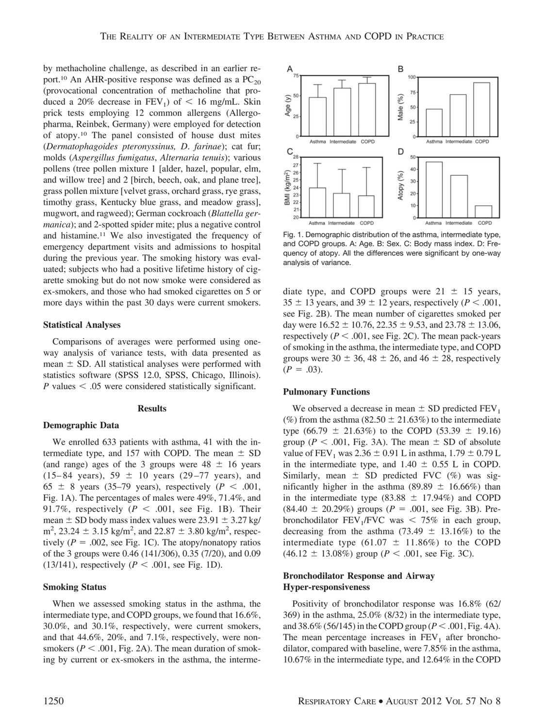by methacholine challenge, as described in an earlier report.[10] An AHR-positive response was defined as a $PC_{20}$ (provocational concentration of methacholine that produced a 20% decrease in $FEV_1$) of < 16 mg/mL. Skin prick tests employing 12 common allergens (Allergopharma, Reinbek, Germany) were employed for detection of atopy.[10] The panel consisted of house dust mites (*Dermatophagoides pteronyssinus, D. farinae*); cat fur; molds (*Aspergillus fumigatus*, *Alternaria tenuis*); various pollens (tree pollen mixture 1 [alder, hazel, popular, elm, and willow tree] and 2 [birch, beech, oak, and plane tree], grass pollen mixture [velvet grass, orchard grass, rye grass, timothy grass, Kentucky blue grass, and meadow grass], mugwort, and ragweed); German cockroach (*Blattella germanica*); and 2-spotted spider mite; plus a negative control and histamine.[11] We also investigated the frequency of emergency department visits and admissions to hospital during the previous year. The smoking history was evaluated; subjects who had a positive lifetime history of cigarette smoking but do not now smoke were considered as ex-smokers, and those who had smoked cigarettes on 5 or more days within the past 30 days were current smokers.

### Statistical Analyses

Comparisons of averages were performed using one-way analysis of variance tests, with data presented as mean ± SD. All statistical analyses were performed with statistics software (SPSS 12.0, SPSS, Chicago, Illinois). $P$ values < .05 were considered statistically significant.

## Results

### Demographic Data

We enrolled 633 patients with asthma, 41 with the intermediate type, and 157 with COPD. The mean ± SD (and range) ages of the 3 groups were 48 ± 16 years (15–84 years), 59 ± 10 years (29–77 years), and 65 ± 8 years (35–79 years), respectively ($P$ < .001, Fig. 1A). The percentages of males were 49%, 71.4%, and 91.7%, respectively ($P$ < .001, see Fig. 1B). Their mean ± SD body mass index values were 23.91 ± 3.27 kg/$m^2$, 23.24 ± 3.15 kg/$m^2$, and 22.87 ± 3.80 kg/$m^2$, respectively ($P$ = .002, see Fig. 1C). The atopy/nonatopy ratios of the 3 groups were 0.46 (141/306), 0.35 (7/20), and 0.09 (13/141), respectively ($P$ < .001, see Fig. 1D).

### Smoking Status

When we assessed smoking status in the asthma, the intermediate type, and COPD groups, we found that 16.6%, 30.0%, and 30.1%, respectively, were current smokers, and that 44.6%, 20%, and 7.1%, respectively, were nonsmokers ($P$ < .001, Fig. 2A). The mean duration of smoking by current or ex-smokers in the asthma, the intermediate type, and COPD groups were 21 ± 15 years, 35 ± 13 years, and 39 ± 12 years, respectively ($P$ < .001, see Fig. 2B). The mean number of cigarettes smoked per day were 16.52 ± 10.76, 22.35 ± 9.53, and 23.78 ± 13.06, respectively ($P$ < .001, see Fig. 2C). The mean pack-years of smoking in the asthma, the intermediate type, and COPD groups were 30 ± 36, 48 ± 26, and 46 ± 28, respectively ($P$ = .03).

Fig. 1. Demographic distribution of the asthma, intermediate type, and COPD groups. A: Age. B: Sex. C: Body mass index. D: Frequency of atopy. All the differences were significant by one-way analysis of variance.

### Pulmonary Functions

We observed a decrease in mean ± SD predicted $FEV_1$ (%) from the asthma (82.50 ± 21.63%) to the intermediate type (66.79 ± 21.63%) to the COPD (53.39 ± 19.16) group ($P$ < .001, Fig. 3A). The mean ± SD of absolute value of $FEV_1$ was 2.36 ± 0.91 L in asthma, 1.79 ± 0.79 L in the intermediate type, and 1.40 ± 0.55 L in COPD. Similarly, mean ± SD predicted FVC (%) was significantly higher in the asthma (89.89 ± 16.66%) than in the intermediate type (83.88 ± 17.94%) and COPD (84.40 ± 20.29%) groups ($P$ = .001, see Fig. 3B). Pre-bronchodilator $FEV_1$/FVC was < 75% in each group, decreasing from the asthma (73.49 ± 13.16%) to the intermediate type (61.07 ± 11.86%) to the COPD (46.12 ± 13.08%) group ($P$ < .001, see Fig. 3C).

### Bronchodilator Response and Airway Hyper-responsiveness

Positivity of bronchodilator response was 16.8% (62/369) in the asthma, 25.0% (8/32) in the intermediate type, and 38.6% (56/145) in the COPD group ($P$ < .001, Fig. 4A). The mean percentage increases in $FEV_1$ after bronchodilator, compared with baseline, were 7.85% in the asthma, 10.67% in the intermediate type, and 12.64% in the COPD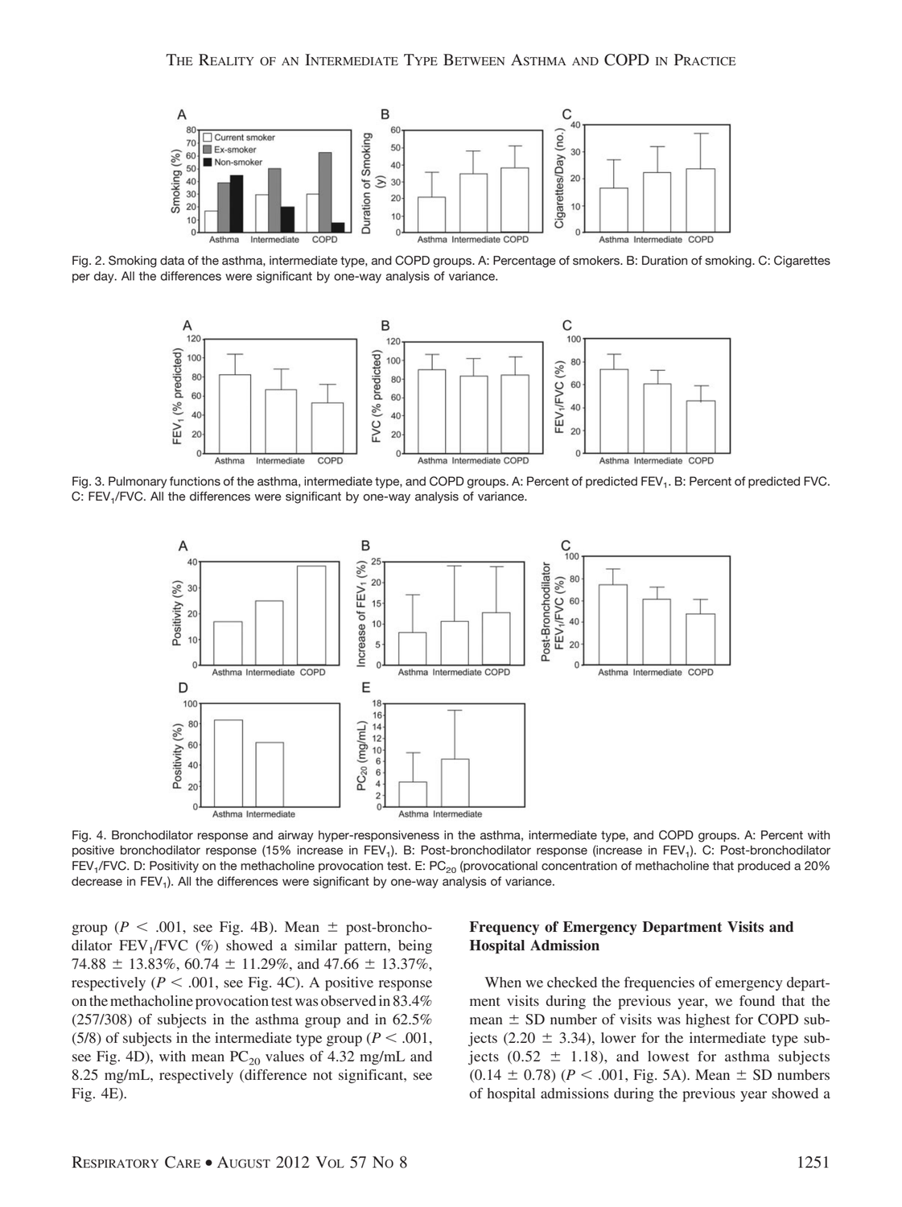Fig. 2. Smoking data of the asthma, intermediate type, and COPD groups. A: Percentage of smokers. B: Duration of smoking. C: Cigarettes per day. All the differences were significant by one-way analysis of variance.

Fig. 3. Pulmonary functions of the asthma, intermediate type, and COPD groups. A: Percent of predicted $FEV_1$. B: Percent of predicted FVC. C: $FEV_1$/FVC. All the differences were significant by one-way analysis of variance.

Fig. 4. Bronchodilator response and airway hyper-responsiveness in the asthma, intermediate type, and COPD groups. A: Percent with positive bronchodilator response (15% increase in $FEV_1$). B: Post-bronchodilator response (increase in $FEV_1$). C: Post-bronchodilator $FEV_1$/FVC. D: Positivity on the methacholine provocation test. E: $PC_{20}$ (provocational concentration of methacholine that produced a 20% decrease in $FEV_1$). All the differences were significant by one-way analysis of variance.

group ($P < .001$, see Fig. 4B). Mean ± post-bronchodilator $FEV_1$/FVC (%) showed a similar pattern, being 74.88 ± 13.83%, 60.74 ± 11.29%, and 47.66 ± 13.37%, respectively ($P < .001$, see Fig. 4C). A positive response on the methacholine provocation test was observed in 83.4% (257/308) of subjects in the asthma group and in 62.5% (5/8) of subjects in the intermediate type group ($P < .001$, see Fig. 4D), with mean $PC_{20}$ values of 4.32 mg/mL and 8.25 mg/mL, respectively (difference not significant, see Fig. 4E).

### Frequency of Emergency Department Visits and Hospital Admission

When we checked the frequencies of emergency department visits during the previous year, we found that the mean ± SD number of visits was highest for COPD subjects (2.20 ± 3.34), lower for the intermediate type subjects (0.52 ± 1.18), and lowest for asthma subjects (0.14 ± 0.78) ($P < .001$, Fig. 5A). Mean ± SD numbers of hospital admissions during the previous year showed a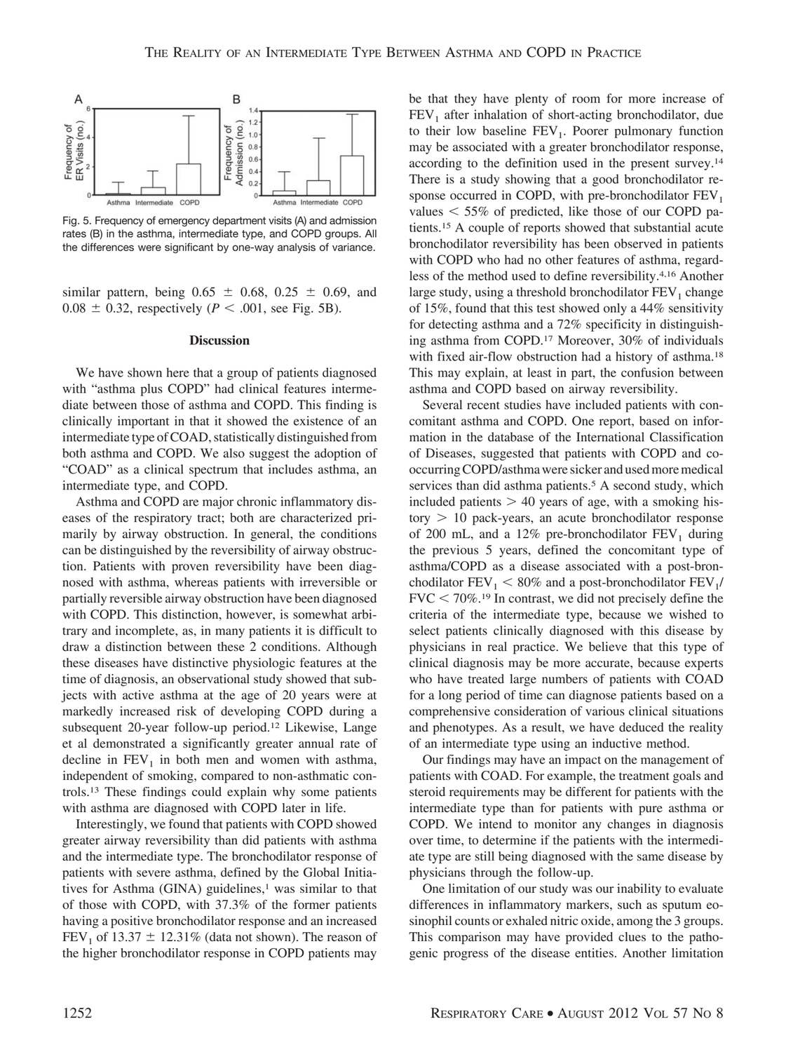Fig. 5. Frequency of emergency department visits (A) and admission rates (B) in the asthma, intermediate type, and COPD groups. All the differences were significant by one-way analysis of variance.

similar pattern, being 0.65 ± 0.68, 0.25 ± 0.69, and 0.08 ± 0.32, respectively ($P < .001$, see Fig. 5B).

## Discussion

We have shown here that a group of patients diagnosed with "asthma plus COPD" had clinical features intermediate between those of asthma and COPD. This finding is clinically important in that it showed the existence of an intermediate type of COAD, statistically distinguished from both asthma and COPD. We also suggest the adoption of "COAD" as a clinical spectrum that includes asthma, an intermediate type, and COPD.

Asthma and COPD are major chronic inflammatory diseases of the respiratory tract; both are characterized primarily by airway obstruction. In general, the conditions can be distinguished by the reversibility of airway obstruction. Patients with proven reversibility have been diagnosed with asthma, whereas patients with irreversible or partially reversible airway obstruction have been diagnosed with COPD. This distinction, however, is somewhat arbitrary and incomplete, as, in many patients it is difficult to draw a distinction between these 2 conditions. Although these diseases have distinctive physiologic features at the time of diagnosis, an observational study showed that subjects with active asthma at the age of 20 years were at markedly increased risk of developing COPD during a subsequent 20-year follow-up period.[12] Likewise, Lange et al demonstrated a significantly greater annual rate of decline in $FEV_1$ in both men and women with asthma, independent of smoking, compared to non-asthmatic controls.[13] These findings could explain why some patients with asthma are diagnosed with COPD later in life.

Interestingly, we found that patients with COPD showed greater airway reversibility than did patients with asthma and the intermediate type. The bronchodilator response of patients with severe asthma, defined by the Global Initiatives for Asthma (GINA) guidelines,[1] was similar to that of those with COPD, with 37.3% of the former patients having a positive bronchodilator response and an increased $FEV_1$ of 13.37 ± 12.31% (data not shown). The reason of the higher bronchodilator response in COPD patients may be that they have plenty of room for more increase of $FEV_1$ after inhalation of short-acting bronchodilator, due to their low baseline $FEV_1$. Poorer pulmonary function may be associated with a greater bronchodilator response, according to the definition used in the present survey.[14] There is a study showing that a good bronchodilator response occurred in COPD, with pre-bronchodilator $FEV_1$ values < 55% of predicted, like those of our COPD patients.[15] A couple of reports showed that substantial acute bronchodilator reversibility has been observed in patients with COPD who had no other features of asthma, regardless of the method used to define reversibility.[4,16] Another large study, using a threshold bronchodilator $FEV_1$ change of 15%, found that this test showed only a 44% sensitivity for detecting asthma and a 72% specificity in distinguishing asthma from COPD.[17] Moreover, 30% of individuals with fixed air-flow obstruction had a history of asthma.[18] This may explain, at least in part, the confusion between asthma and COPD based on airway reversibility.

Several recent studies have included patients with concomitant asthma and COPD. One report, based on information in the database of the International Classification of Diseases, suggested that patients with COPD and co-occurring COPD/asthma were sicker and used more medical services than did asthma patients.[5] A second study, which included patients > 40 years of age, with a smoking history > 10 pack-years, an acute bronchodilator response of 200 mL, and a 12% pre-bronchodilator $FEV_1$ during the previous 5 years, defined the concomitant type of asthma/COPD as a disease associated with a post-bronchodilator $FEV_1$ < 80% and a post-bronchodilator $FEV_1$/FVC < 70%.[19] In contrast, we did not precisely define the criteria of the intermediate type, because we wished to select patients clinically diagnosed with this disease by physicians in real practice. We believe that this type of clinical diagnosis may be more accurate, because experts who have treated large numbers of patients with COAD for a long period of time can diagnose patients based on a comprehensive consideration of various clinical situations and phenotypes. As a result, we have deduced the reality of an intermediate type using an inductive method.

Our findings may have an impact on the management of patients with COAD. For example, the treatment goals and steroid requirements may be different for patients with the intermediate type than for patients with pure asthma or COPD. We intend to monitor any changes in diagnosis over time, to determine if the patients with the intermediate type are still being diagnosed with the same disease by physicians through the follow-up.

One limitation of our study was our inability to evaluate differences in inflammatory markers, such as sputum eosinophil counts or exhaled nitric oxide, among the 3 groups. This comparison may have provided clues to the pathogenic progress of the disease entities. Another limitation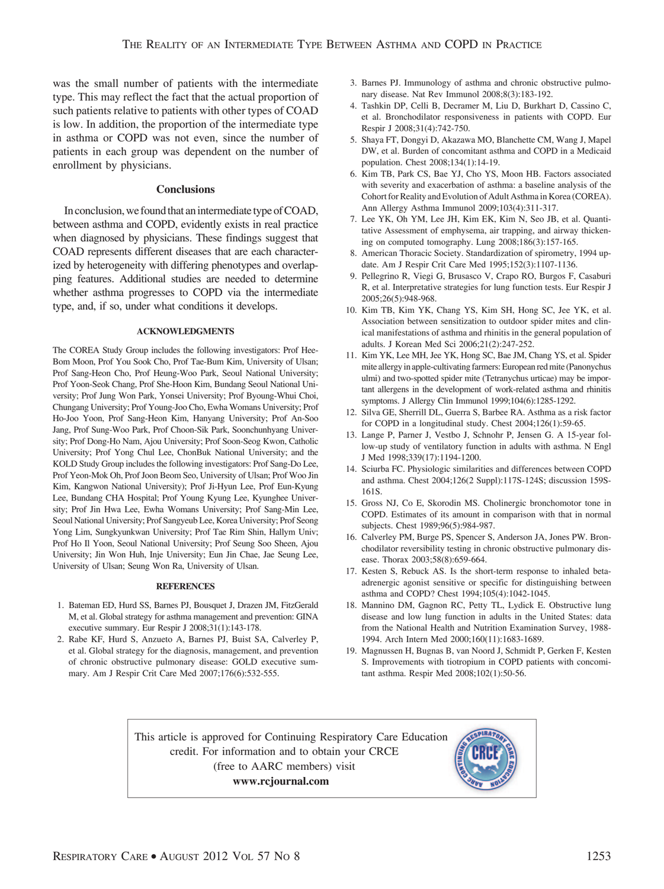was the small number of patients with the intermediate type. This may reflect the fact that the actual proportion of such patients relative to patients with other types of COAD is low. In addition, the proportion of the intermediate type in asthma or COPD was not even, since the number of patients in each group was dependent on the number of enrollment by physicians.

## Conclusions

In conclusion, we found that an intermediate type of COAD, between asthma and COPD, evidently exists in real practice when diagnosed by physicians. These findings suggest that COAD represents different diseases that are each characterized by heterogeneity with differing phenotypes and overlapping features. Additional studies are needed to determine whether asthma progresses to COPD via the intermediate type, and, if so, under what conditions it develops.

### ACKNOWLEDGMENTS

The COREA Study Group includes the following investigators: Prof Hee-Bom Moon, Prof You Sook Cho, Prof Tae-Bum Kim, University of Ulsan; Prof Sang-Heon Cho, Prof Heung-Woo Park, Seoul National University; Prof Yoon-Seok Chang, Prof She-Hoon Kim, Bundang Seoul National University; Prof Jung Won Park, Yonsei University; Prof Byoung-Whui Choi, Chungang University; Prof Young-Joo Cho, Ewha Womans University; Prof Ho-Joo Yoon, Prof Sang-Heon Kim, Hanyang University; Prof An-Soo Jang, Prof Sung-Woo Park, Prof Choon-Sik Park, Soonchunhyang University; Prof Dong-Ho Nam, Ajou University; Prof Soon-Seog Kwon, Catholic University; Prof Yong Chul Lee, ChonBuk National University; and the KOLD Study Group includes the following investigators: Prof Sang-Do Lee, Prof Yeon-Mok Oh, Prof Joon Beom Seo, University of Ulsan; Prof Woo Jin Kim, Kangwon National University); Prof Ji-Hyun Lee, Prof Eun-Kyung Lee, Bundang CHA Hospital; Prof Young Kyung Lee, Kyunghee University; Prof Jin Hwa Lee, Ewha Womans University; Prof Sang-Min Lee, Seoul National University; Prof Sangyeub Lee, Korea University; Prof Seong Yong Lim, Sungkyunkwan University; Prof Tae Rim Shin, Hallym Univ; Prof Ho Il Yoon, Seoul National University; Prof Seung Soo Sheen, Ajou University; Jin Won Huh, Inje University; Eun Jin Chae, Jae Seung Lee, University of Ulsan; Seung Won Ra, University of Ulsan.

### REFERENCES

1. Bateman ED, Hurd SS, Barnes PJ, Bousquet J, Drazen JM, FitzGerald M, et al. Global strategy for asthma management and prevention: GINA executive summary. Eur Respir J 2008;31(1):143-178.
2. Rabe KF, Hurd S, Anzueto A, Barnes PJ, Buist SA, Calverley P, et al. Global strategy for the diagnosis, management, and prevention of chronic obstructive pulmonary disease: GOLD executive summary. Am J Respir Crit Care Med 2007;176(6):532-555.
3. Barnes PJ. Immunology of asthma and chronic obstructive pulmonary disease. Nat Rev Immunol 2008;8(3):183-192.
4. Tashkin DP, Celli B, Decramer M, Liu D, Burkhart D, Cassino C, et al. Bronchodilator responsiveness in patients with COPD. Eur Respir J 2008;31(4):742-750.
5. Shaya FT, Dongyi D, Akazawa MO, Blanchette CM, Wang J, Mapel DW, et al. Burden of concomitant asthma and COPD in a Medicaid population. Chest 2008;134(1):14-19.
6. Kim TB, Park CS, Bae YJ, Cho YS, Moon HB. Factors associated with severity and exacerbation of asthma: a baseline analysis of the Cohort for Reality and Evolution of Adult Asthma in Korea (COREA). Ann Allergy Asthma Immunol 2009;103(4):311-317.
7. Lee YK, Oh YM, Lee JH, Kim EK, Kim N, Seo JB, et al. Quantitative Assessment of emphysema, air trapping, and airway thickening on computed tomography. Lung 2008;186(3):157-165.
8. American Thoracic Society. Standardization of spirometry, 1994 update. Am J Respir Crit Care Med 1995;152(3):1107-1136.
9. Pellegrino R, Viegi G, Brusasco V, Crapo RO, Burgos F, Casaburi R, et al. Interpretative strategies for lung function tests. Eur Respir J 2005;26(5):948-968.
10. Kim TB, Kim YK, Chang YS, Kim SH, Hong SC, Jee YK, et al. Association between sensitization to outdoor spider mites and clinical manifestations of asthma and rhinitis in the general population of adults. J Korean Med Sci 2006;21(2):247-252.
11. Kim YK, Lee MH, Jee YK, Hong SC, Bae JM, Chang YS, et al. Spider mite allergy in apple-cultivating farmers: European red mite (Panonychus ulmi) and two-spotted spider mite (Tetranychus urticae) may be important allergens in the development of work-related asthma and rhinitis symptoms. J Allergy Clin Immunol 1999;104(6):1285-1292.
12. Silva GE, Sherrill DL, Guerra S, Barbee RA. Asthma as a risk factor for COPD in a longitudinal study. Chest 2004;126(1):59-65.
13. Lange P, Parner J, Vestbo J, Schnohr P, Jensen G. A 15-year follow-up study of ventilatory function in adults with asthma. N Engl J Med 1998;339(17):1194-1200.
14. Sciurba FC. Physiologic similarities and differences between COPD and asthma. Chest 2004;126(2 Suppl):117S-124S; discussion 159S-161S.
15. Gross NJ, Co E, Skorodin MS. Cholinergic bronchomotor tone in COPD. Estimates of its amount in comparison with that in normal subjects. Chest 1989;96(5):984-987.
16. Calverley PM, Burge PS, Spencer S, Anderson JA, Jones PW. Bronchodilator reversibility testing in chronic obstructive pulmonary disease. Thorax 2003;58(8):659-664.
17. Kesten S, Rebuck AS. Is the short-term response to inhaled beta-adrenergic agonist sensitive or specific for distinguishing between asthma and COPD? Chest 1994;105(4):1042-1045.
18. Mannino DM, Gagnon RC, Petty TL, Lydick E. Obstructive lung disease and low lung function in adults in the United States: data from the National Health and Nutrition Examination Survey, 1988-1994. Arch Intern Med 2000;160(11):1683-1689.
19. Magnussen H, Bugnas B, van Noord J, Schmidt P, Gerken F, Kesten S. Improvements with tiotropium in COPD patients with concomitant asthma. Respir Med 2008;102(1):50-56.

This article is approved for Continuing Respiratory Care Education credit. For information and to obtain your CRCE (free to AARC members) visit **www.rcjournal.com**